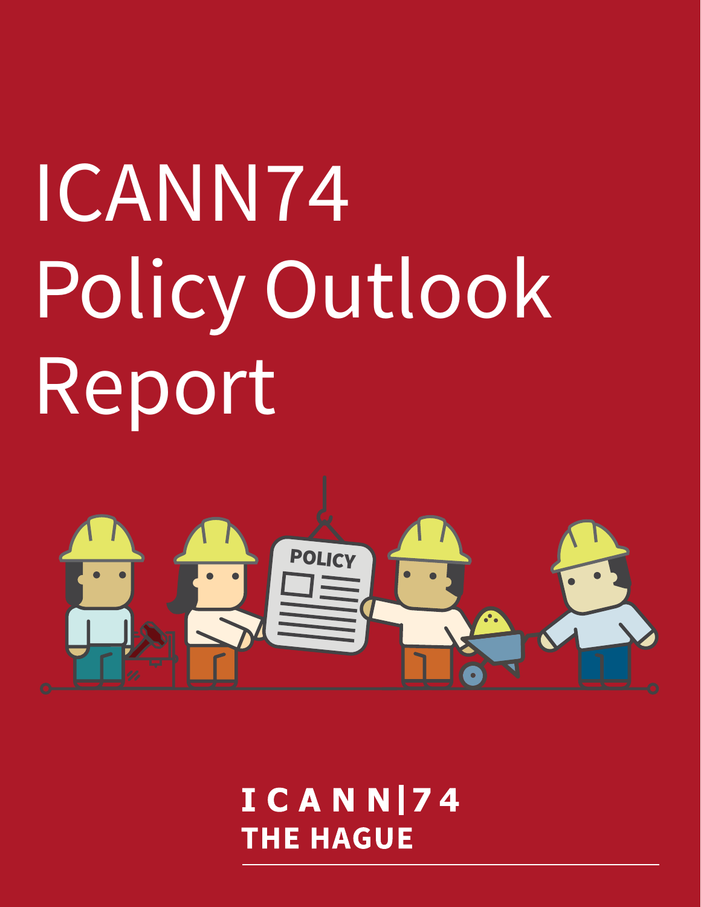# ICANN74 Policy Outlook Report

ICANN|74
THE HAGUE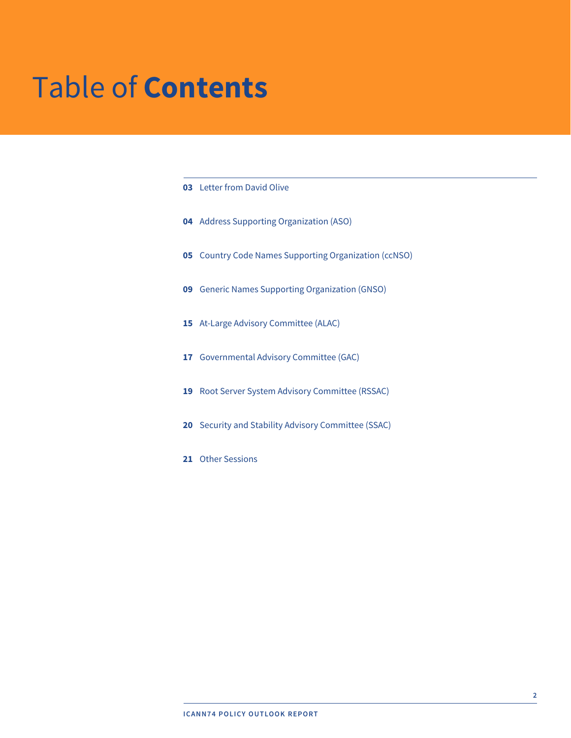# Table of **Contents**

**03** Letter from David Olive

**04** Address Supporting Organization (ASO)

**05** Country Code Names Supporting Organization (ccNSO)

**09** Generic Names Supporting Organization (GNSO)

**15** At-Large Advisory Committee (ALAC)

**17** Governmental Advisory Committee (GAC)

**19** Root Server System Advisory Committee (RSSAC)

**20** Security and Stability Advisory Committee (SSAC)

**21** Other Sessions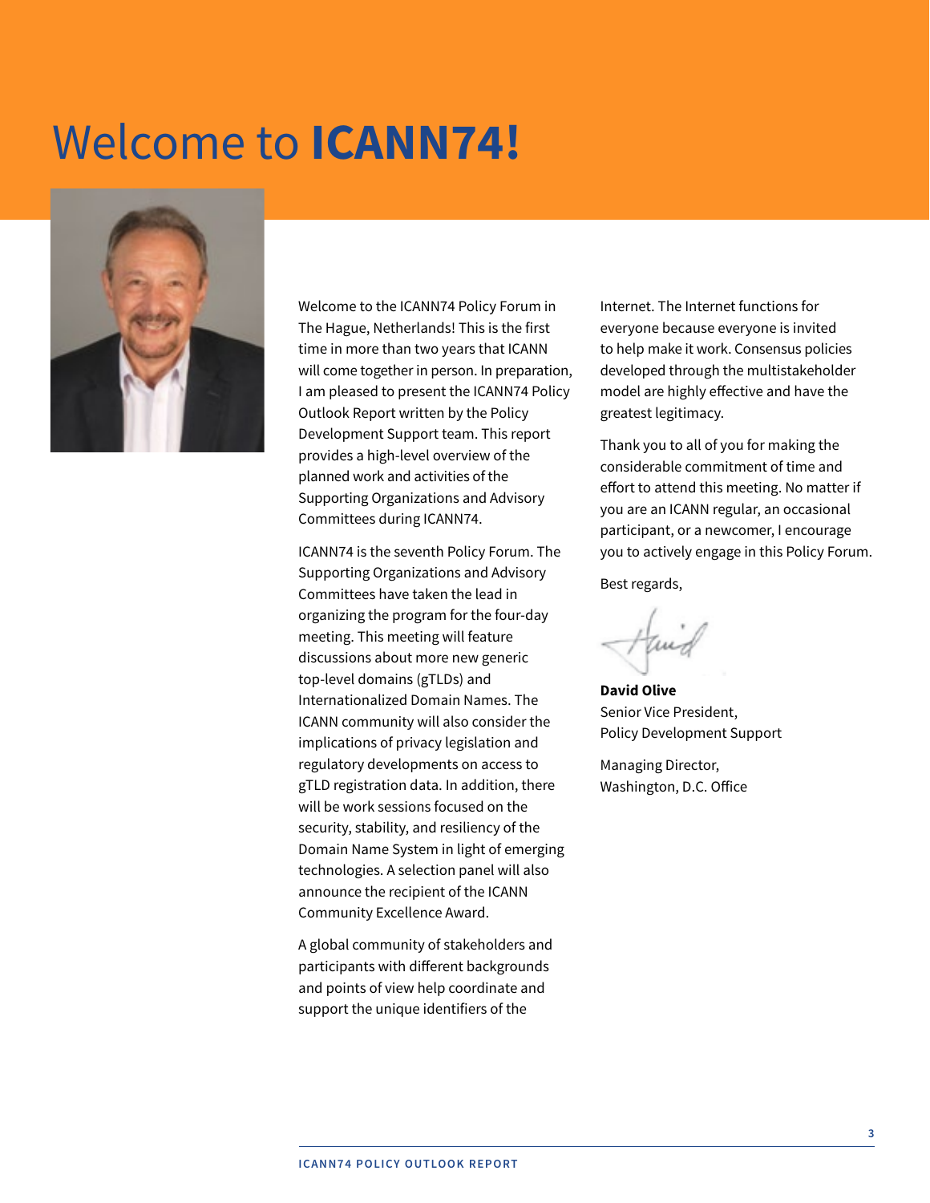# Welcome to **ICANN74!**

Welcome to the ICANN74 Policy Forum in The Hague, Netherlands! This is the first time in more than two years that ICANN will come together in person. In preparation, I am pleased to present the ICANN74 Policy Outlook Report written by the Policy Development Support team. This report provides a high-level overview of the planned work and activities of the Supporting Organizations and Advisory Committees during ICANN74.

ICANN74 is the seventh Policy Forum. The Supporting Organizations and Advisory Committees have taken the lead in organizing the program for the four-day meeting. This meeting will feature discussions about more new generic top-level domains (gTLDs) and Internationalized Domain Names. The ICANN community will also consider the implications of privacy legislation and regulatory developments on access to gTLD registration data. In addition, there will be work sessions focused on the security, stability, and resiliency of the Domain Name System in light of emerging technologies. A selection panel will also announce the recipient of the ICANN Community Excellence Award.

A global community of stakeholders and participants with different backgrounds and points of view help coordinate and support the unique identifiers of the Internet. The Internet functions for everyone because everyone is invited to help make it work. Consensus policies developed through the multistakeholder model are highly effective and have the greatest legitimacy.

Thank you to all of you for making the considerable commitment of time and effort to attend this meeting. No matter if you are an ICANN regular, an occasional participant, or a newcomer, I encourage you to actively engage in this Policy Forum.

Best regards,

**David Olive**
Senior Vice President,
Policy Development Support

Managing Director,
Washington, D.C. Office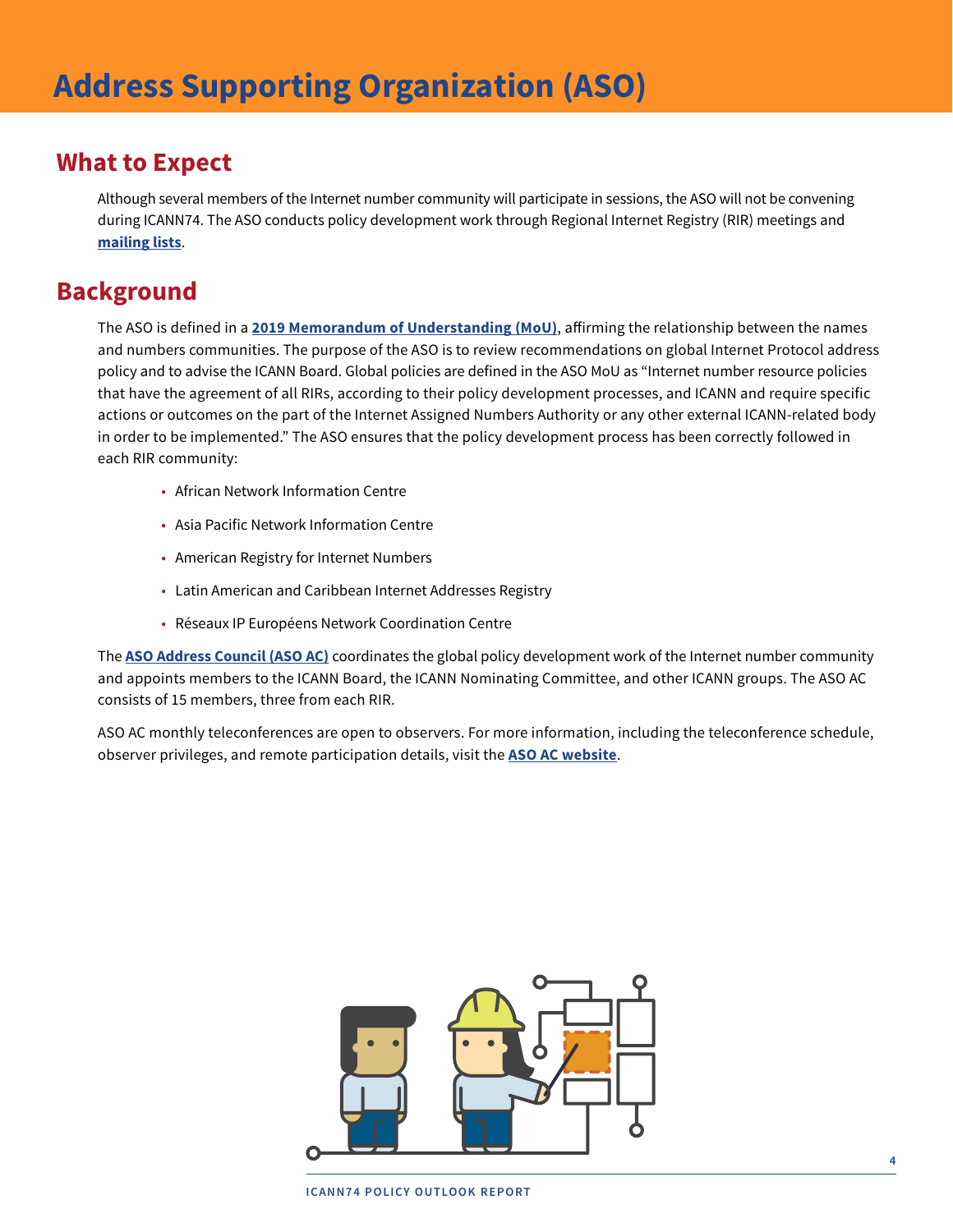# Address Supporting Organization (ASO)

## What to Expect

Although several members of the Internet number community will participate in sessions, the ASO will not be convening during ICANN74. The ASO conducts policy development work through Regional Internet Registry (RIR) meetings and **mailing lists**.

## Background

The ASO is defined in a **2019 Memorandum of Understanding (MoU)**, affirming the relationship between the names and numbers communities. The purpose of the ASO is to review recommendations on global Internet Protocol address policy and to advise the ICANN Board. Global policies are defined in the ASO MoU as "Internet number resource policies that have the agreement of all RIRs, according to their policy development processes, and ICANN and require specific actions or outcomes on the part of the Internet Assigned Numbers Authority or any other external ICANN-related body in order to be implemented." The ASO ensures that the policy development process has been correctly followed in each RIR community:

- African Network Information Centre
- Asia Pacific Network Information Centre
- American Registry for Internet Numbers
- Latin American and Caribbean Internet Addresses Registry
- Réseaux IP Européens Network Coordination Centre

The **ASO Address Council (ASO AC)** coordinates the global policy development work of the Internet number community and appoints members to the ICANN Board, the ICANN Nominating Committee, and other ICANN groups. The ASO AC consists of 15 members, three from each RIR.

ASO AC monthly teleconferences are open to observers. For more information, including the teleconference schedule, observer privileges, and remote participation details, visit the **ASO AC website**.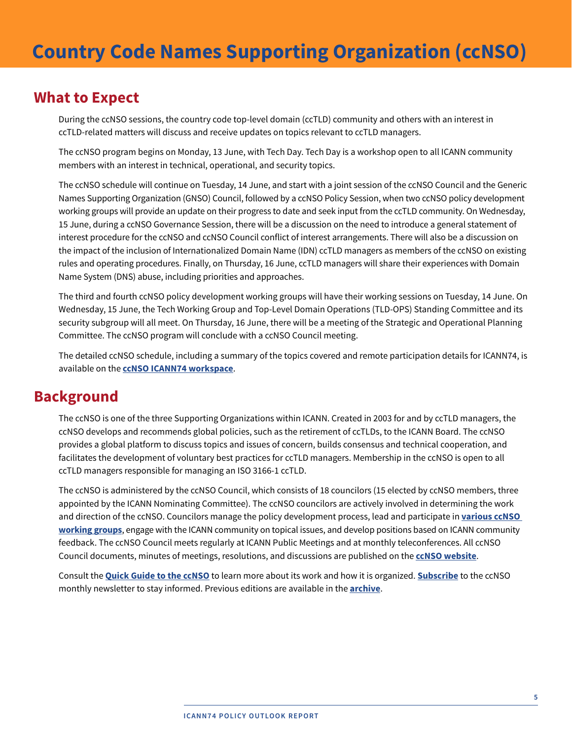# Country Code Names Supporting Organization (ccNSO)

## What to Expect

During the ccNSO sessions, the country code top-level domain (ccTLD) community and others with an interest in ccTLD-related matters will discuss and receive updates on topics relevant to ccTLD managers.

The ccNSO program begins on Monday, 13 June, with Tech Day. Tech Day is a workshop open to all ICANN community members with an interest in technical, operational, and security topics.

The ccNSO schedule will continue on Tuesday, 14 June, and start with a joint session of the ccNSO Council and the Generic Names Supporting Organization (GNSO) Council, followed by a ccNSO Policy Session, when two ccNSO policy development working groups will provide an update on their progress to date and seek input from the ccTLD community. On Wednesday, 15 June, during a ccNSO Governance Session, there will be a discussion on the need to introduce a general statement of interest procedure for the ccNSO and ccNSO Council conflict of interest arrangements. There will also be a discussion on the impact of the inclusion of Internationalized Domain Name (IDN) ccTLD managers as members of the ccNSO on existing rules and operating procedures. Finally, on Thursday, 16 June, ccTLD managers will share their experiences with Domain Name System (DNS) abuse, including priorities and approaches.

The third and fourth ccNSO policy development working groups will have their working sessions on Tuesday, 14 June. On Wednesday, 15 June, the Tech Working Group and Top-Level Domain Operations (TLD-OPS) Standing Committee and its security subgroup will all meet. On Thursday, 16 June, there will be a meeting of the Strategic and Operational Planning Committee. The ccNSO program will conclude with a ccNSO Council meeting.

The detailed ccNSO schedule, including a summary of the topics covered and remote participation details for ICANN74, is available on the **ccNSO ICANN74 workspace**.

## Background

The ccNSO is one of the three Supporting Organizations within ICANN. Created in 2003 for and by ccTLD managers, the ccNSO develops and recommends global policies, such as the retirement of ccTLDs, to the ICANN Board. The ccNSO provides a global platform to discuss topics and issues of concern, builds consensus and technical cooperation, and facilitates the development of voluntary best practices for ccTLD managers. Membership in the ccNSO is open to all ccTLD managers responsible for managing an ISO 3166-1 ccTLD.

The ccNSO is administered by the ccNSO Council, which consists of 18 councilors (15 elected by ccNSO members, three appointed by the ICANN Nominating Committee). The ccNSO councilors are actively involved in determining the work and direction of the ccNSO. Councilors manage the policy development process, lead and participate in **various ccNSO working groups**, engage with the ICANN community on topical issues, and develop positions based on ICANN community feedback. The ccNSO Council meets regularly at ICANN Public Meetings and at monthly teleconferences. All ccNSO Council documents, minutes of meetings, resolutions, and discussions are published on the **ccNSO website**.

Consult the **Quick Guide to the ccNSO** to learn more about its work and how it is organized. **Subscribe** to the ccNSO monthly newsletter to stay informed. Previous editions are available in the **archive**.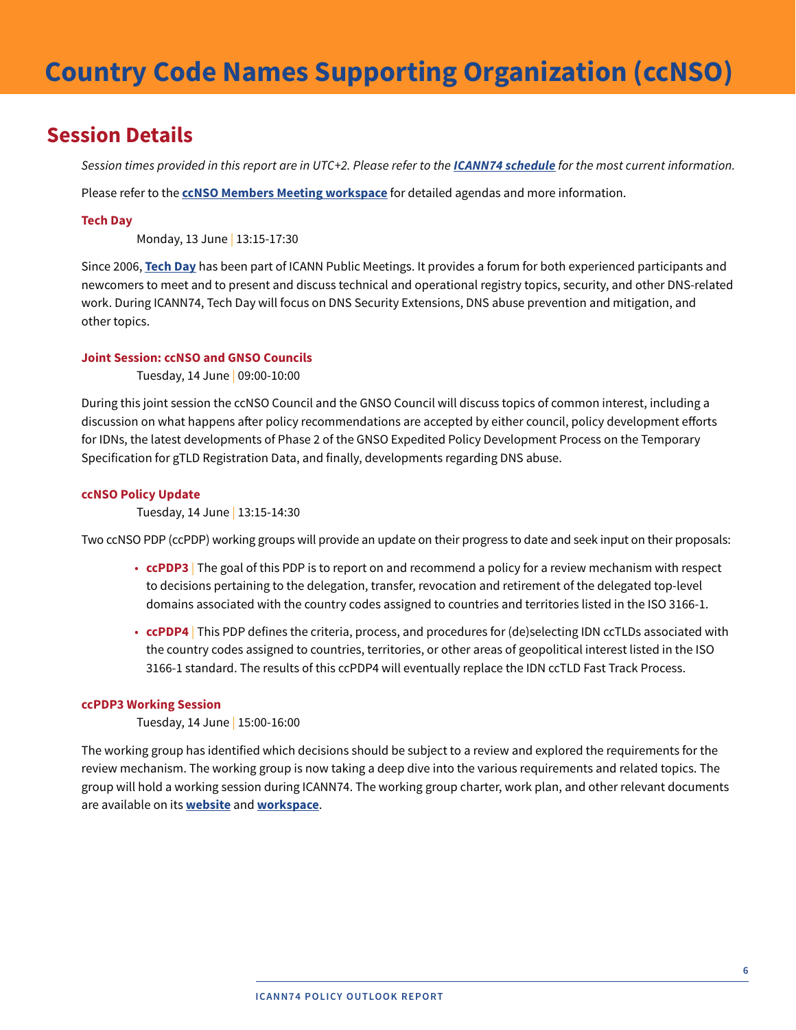# Country Code Names Supporting Organization (ccNSO)

## Session Details

*Session times provided in this report are in UTC+2. Please refer to the **ICANN74 schedule** for the most current information.*

Please refer to the **ccNSO Members Meeting workspace** for detailed agendas and more information.

### Tech Day

Monday, 13 June | 13:15-17:30

Since 2006, **Tech Day** has been part of ICANN Public Meetings. It provides a forum for both experienced participants and newcomers to meet and to present and discuss technical and operational registry topics, security, and other DNS-related work. During ICANN74, Tech Day will focus on DNS Security Extensions, DNS abuse prevention and mitigation, and other topics.

### Joint Session: ccNSO and GNSO Councils

Tuesday, 14 June | 09:00-10:00

During this joint session the ccNSO Council and the GNSO Council will discuss topics of common interest, including a discussion on what happens after policy recommendations are accepted by either council, policy development efforts for IDNs, the latest developments of Phase 2 of the GNSO Expedited Policy Development Process on the Temporary Specification for gTLD Registration Data, and finally, developments regarding DNS abuse.

### ccNSO Policy Update

Tuesday, 14 June | 13:15-14:30

Two ccNSO PDP (ccPDP) working groups will provide an update on their progress to date and seek input on their proposals:

- **ccPDP3** | The goal of this PDP is to report on and recommend a policy for a review mechanism with respect to decisions pertaining to the delegation, transfer, revocation and retirement of the delegated top-level domains associated with the country codes assigned to countries and territories listed in the ISO 3166-1.
- **ccPDP4** | This PDP defines the criteria, process, and procedures for (de)selecting IDN ccTLDs associated with the country codes assigned to countries, territories, or other areas of geopolitical interest listed in the ISO 3166-1 standard. The results of this ccPDP4 will eventually replace the IDN ccTLD Fast Track Process.

### ccPDP3 Working Session

Tuesday, 14 June | 15:00-16:00

The working group has identified which decisions should be subject to a review and explored the requirements for the review mechanism. The working group is now taking a deep dive into the various requirements and related topics. The group will hold a working session during ICANN74. The working group charter, work plan, and other relevant documents are available on its **website** and **workspace**.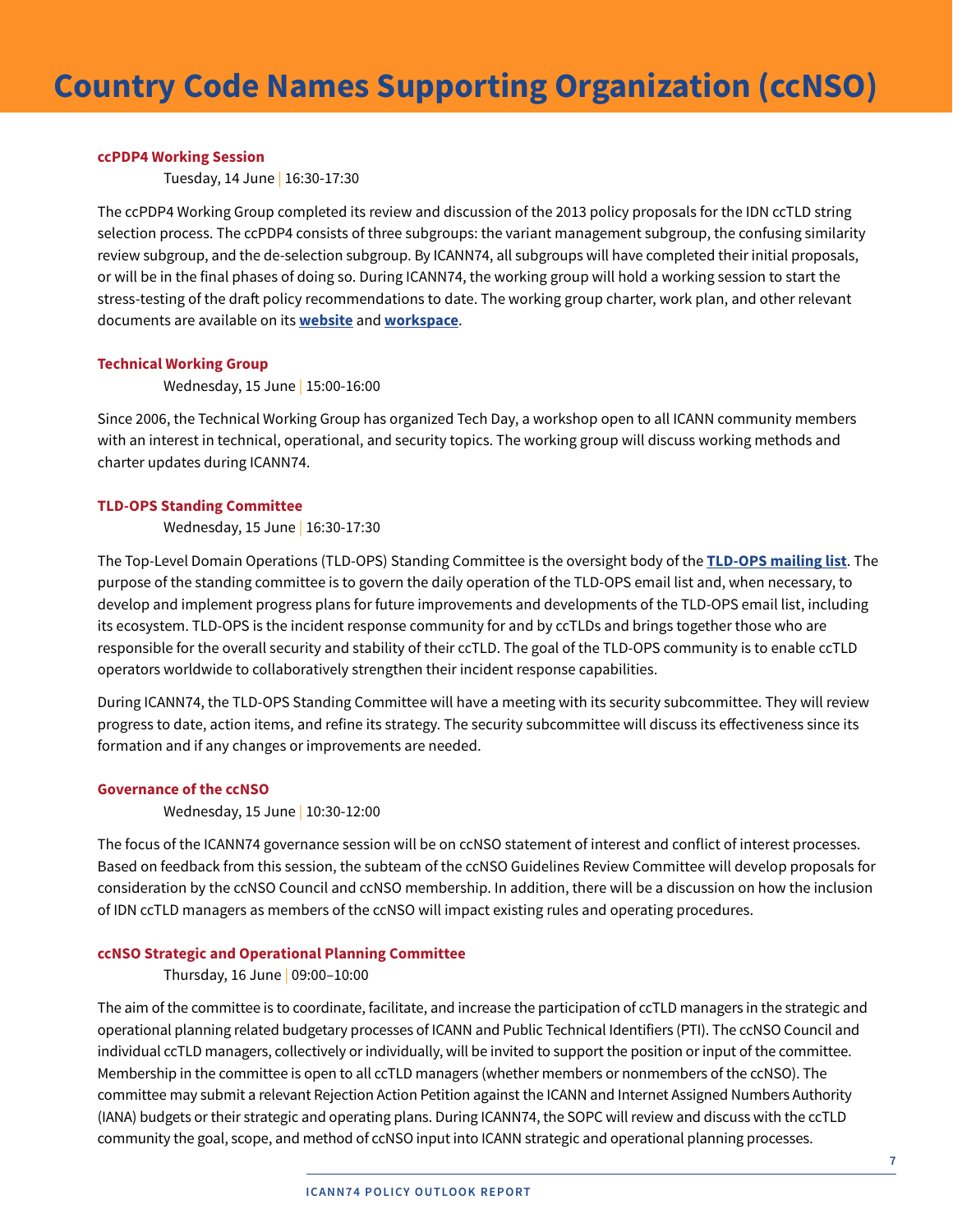# Country Code Names Supporting Organization (ccNSO)

### ccPDP4 Working Session

Tuesday, 14 June | 16:30-17:30

The ccPDP4 Working Group completed its review and discussion of the 2013 policy proposals for the IDN ccTLD string selection process. The ccPDP4 consists of three subgroups: the variant management subgroup, the confusing similarity review subgroup, and the de-selection subgroup. By ICANN74, all subgroups will have completed their initial proposals, or will be in the final phases of doing so. During ICANN74, the working group will hold a working session to start the stress-testing of the draft policy recommendations to date. The working group charter, work plan, and other relevant documents are available on its **website** and **workspace**.

### Technical Working Group

Wednesday, 15 June | 15:00-16:00

Since 2006, the Technical Working Group has organized Tech Day, a workshop open to all ICANN community members with an interest in technical, operational, and security topics. The working group will discuss working methods and charter updates during ICANN74.

### TLD-OPS Standing Committee

Wednesday, 15 June | 16:30-17:30

The Top-Level Domain Operations (TLD-OPS) Standing Committee is the oversight body of the **TLD-OPS mailing list**. The purpose of the standing committee is to govern the daily operation of the TLD-OPS email list and, when necessary, to develop and implement progress plans for future improvements and developments of the TLD-OPS email list, including its ecosystem. TLD-OPS is the incident response community for and by ccTLDs and brings together those who are responsible for the overall security and stability of their ccTLD. The goal of the TLD-OPS community is to enable ccTLD operators worldwide to collaboratively strengthen their incident response capabilities.

During ICANN74, the TLD-OPS Standing Committee will have a meeting with its security subcommittee. They will review progress to date, action items, and refine its strategy. The security subcommittee will discuss its effectiveness since its formation and if any changes or improvements are needed.

### Governance of the ccNSO

Wednesday, 15 June | 10:30-12:00

The focus of the ICANN74 governance session will be on ccNSO statement of interest and conflict of interest processes. Based on feedback from this session, the subteam of the ccNSO Guidelines Review Committee will develop proposals for consideration by the ccNSO Council and ccNSO membership. In addition, there will be a discussion on how the inclusion of IDN ccTLD managers as members of the ccNSO will impact existing rules and operating procedures.

### ccNSO Strategic and Operational Planning Committee

Thursday, 16 June | 09:00–10:00

The aim of the committee is to coordinate, facilitate, and increase the participation of ccTLD managers in the strategic and operational planning related budgetary processes of ICANN and Public Technical Identifiers (PTI). The ccNSO Council and individual ccTLD managers, collectively or individually, will be invited to support the position or input of the committee. Membership in the committee is open to all ccTLD managers (whether members or nonmembers of the ccNSO). The committee may submit a relevant Rejection Action Petition against the ICANN and Internet Assigned Numbers Authority (IANA) budgets or their strategic and operating plans. During ICANN74, the SOPC will review and discuss with the ccTLD community the goal, scope, and method of ccNSO input into ICANN strategic and operational planning processes.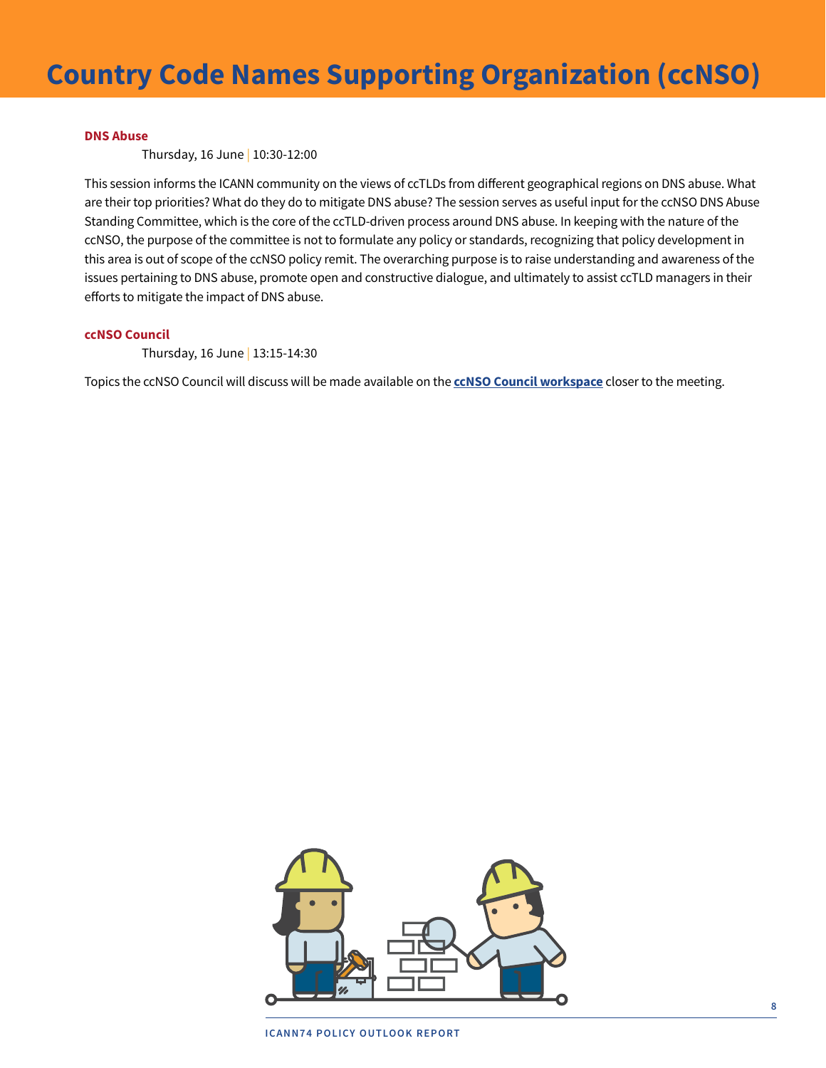# Country Code Names Supporting Organization (ccNSO)

### DNS Abuse

Thursday, 16 June | 10:30-12:00

This session informs the ICANN community on the views of ccTLDs from different geographical regions on DNS abuse. What are their top priorities? What do they do to mitigate DNS abuse? The session serves as useful input for the ccNSO DNS Abuse Standing Committee, which is the core of the ccTLD-driven process around DNS abuse. In keeping with the nature of the ccNSO, the purpose of the committee is not to formulate any policy or standards, recognizing that policy development in this area is out of scope of the ccNSO policy remit. The overarching purpose is to raise understanding and awareness of the issues pertaining to DNS abuse, promote open and constructive dialogue, and ultimately to assist ccTLD managers in their efforts to mitigate the impact of DNS abuse.

### ccNSO Council

Thursday, 16 June | 13:15-14:30

Topics the ccNSO Council will discuss will be made available on the **ccNSO Council workspace** closer to the meeting.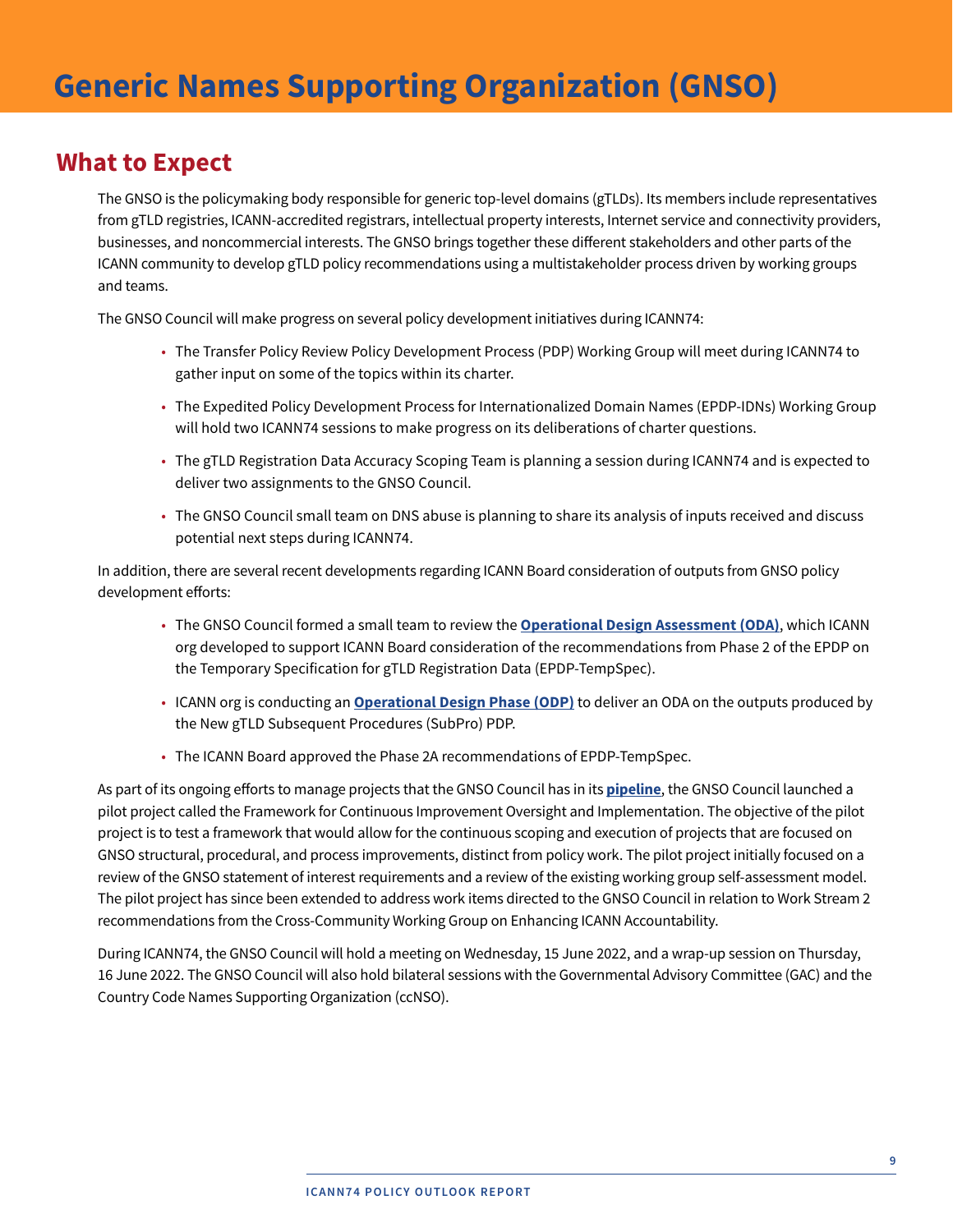# Generic Names Supporting Organization (GNSO)

## What to Expect

The GNSO is the policymaking body responsible for generic top-level domains (gTLDs). Its members include representatives from gTLD registries, ICANN-accredited registrars, intellectual property interests, Internet service and connectivity providers, businesses, and noncommercial interests. The GNSO brings together these different stakeholders and other parts of the ICANN community to develop gTLD policy recommendations using a multistakeholder process driven by working groups and teams.

The GNSO Council will make progress on several policy development initiatives during ICANN74:

- The Transfer Policy Review Policy Development Process (PDP) Working Group will meet during ICANN74 to gather input on some of the topics within its charter.
- The Expedited Policy Development Process for Internationalized Domain Names (EPDP-IDNs) Working Group will hold two ICANN74 sessions to make progress on its deliberations of charter questions.
- The gTLD Registration Data Accuracy Scoping Team is planning a session during ICANN74 and is expected to deliver two assignments to the GNSO Council.
- The GNSO Council small team on DNS abuse is planning to share its analysis of inputs received and discuss potential next steps during ICANN74.

In addition, there are several recent developments regarding ICANN Board consideration of outputs from GNSO policy development efforts:

- The GNSO Council formed a small team to review the **Operational Design Assessment (ODA)**, which ICANN org developed to support ICANN Board consideration of the recommendations from Phase 2 of the EPDP on the Temporary Specification for gTLD Registration Data (EPDP-TempSpec).
- ICANN org is conducting an **Operational Design Phase (ODP)** to deliver an ODA on the outputs produced by the New gTLD Subsequent Procedures (SubPro) PDP.
- The ICANN Board approved the Phase 2A recommendations of EPDP-TempSpec.

As part of its ongoing efforts to manage projects that the GNSO Council has in its **pipeline**, the GNSO Council launched a pilot project called the Framework for Continuous Improvement Oversight and Implementation. The objective of the pilot project is to test a framework that would allow for the continuous scoping and execution of projects that are focused on GNSO structural, procedural, and process improvements, distinct from policy work. The pilot project initially focused on a review of the GNSO statement of interest requirements and a review of the existing working group self-assessment model. The pilot project has since been extended to address work items directed to the GNSO Council in relation to Work Stream 2 recommendations from the Cross-Community Working Group on Enhancing ICANN Accountability.

During ICANN74, the GNSO Council will hold a meeting on Wednesday, 15 June 2022, and a wrap-up session on Thursday, 16 June 2022. The GNSO Council will also hold bilateral sessions with the Governmental Advisory Committee (GAC) and the Country Code Names Supporting Organization (ccNSO).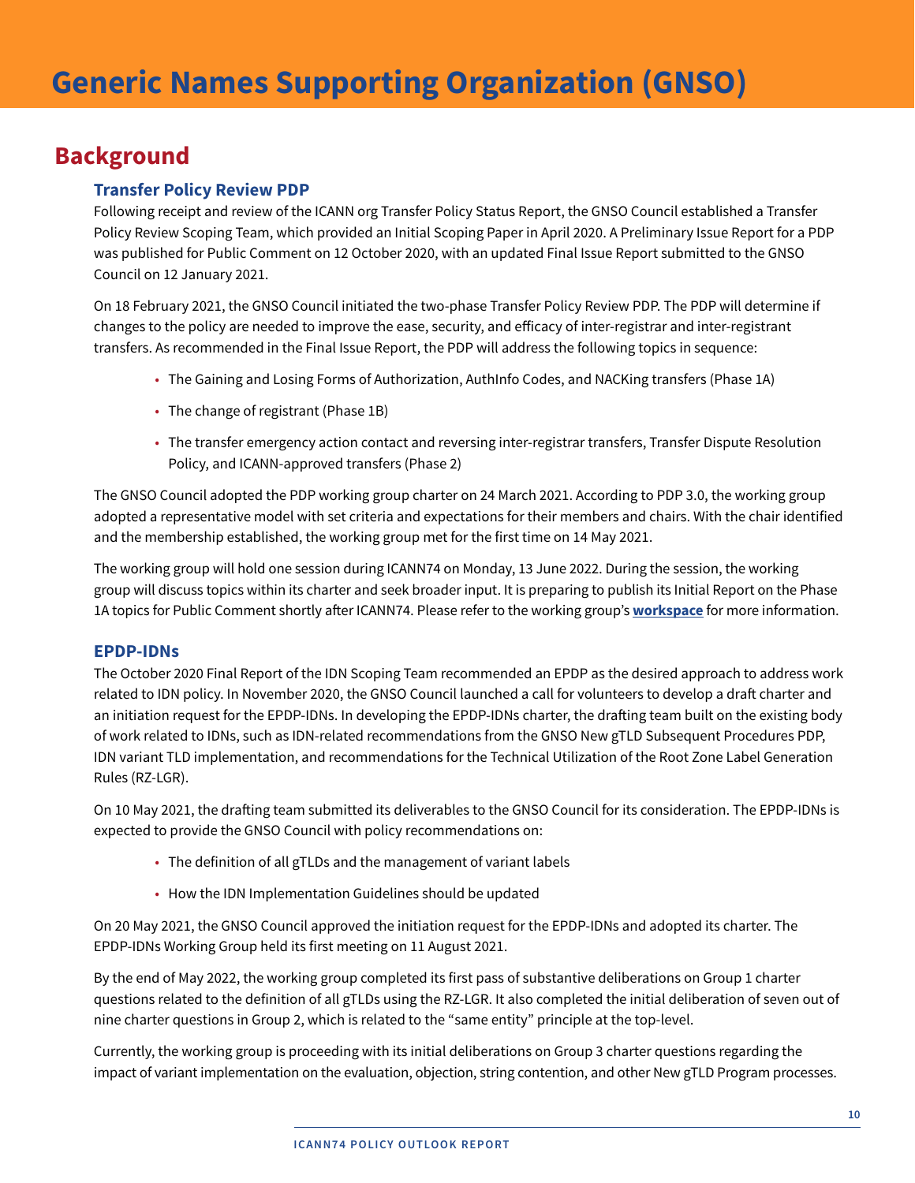# Generic Names Supporting Organization (GNSO)

## Background

### Transfer Policy Review PDP

Following receipt and review of the ICANN org Transfer Policy Status Report, the GNSO Council established a Transfer Policy Review Scoping Team, which provided an Initial Scoping Paper in April 2020. A Preliminary Issue Report for a PDP was published for Public Comment on 12 October 2020, with an updated Final Issue Report submitted to the GNSO Council on 12 January 2021.

On 18 February 2021, the GNSO Council initiated the two-phase Transfer Policy Review PDP. The PDP will determine if changes to the policy are needed to improve the ease, security, and efficacy of inter-registrar and inter-registrant transfers. As recommended in the Final Issue Report, the PDP will address the following topics in sequence:

- The Gaining and Losing Forms of Authorization, AuthInfo Codes, and NACKing transfers (Phase 1A)
- The change of registrant (Phase 1B)
- The transfer emergency action contact and reversing inter-registrar transfers, Transfer Dispute Resolution Policy, and ICANN-approved transfers (Phase 2)

The GNSO Council adopted the PDP working group charter on 24 March 2021. According to PDP 3.0, the working group adopted a representative model with set criteria and expectations for their members and chairs. With the chair identified and the membership established, the working group met for the first time on 14 May 2021.

The working group will hold one session during ICANN74 on Monday, 13 June 2022. During the session, the working group will discuss topics within its charter and seek broader input. It is preparing to publish its Initial Report on the Phase 1A topics for Public Comment shortly after ICANN74. Please refer to the working group's **workspace** for more information.

### EPDP-IDNs

The October 2020 Final Report of the IDN Scoping Team recommended an EPDP as the desired approach to address work related to IDN policy. In November 2020, the GNSO Council launched a call for volunteers to develop a draft charter and an initiation request for the EPDP-IDNs. In developing the EPDP-IDNs charter, the drafting team built on the existing body of work related to IDNs, such as IDN-related recommendations from the GNSO New gTLD Subsequent Procedures PDP, IDN variant TLD implementation, and recommendations for the Technical Utilization of the Root Zone Label Generation Rules (RZ-LGR).

On 10 May 2021, the drafting team submitted its deliverables to the GNSO Council for its consideration. The EPDP-IDNs is expected to provide the GNSO Council with policy recommendations on:

- The definition of all gTLDs and the management of variant labels
- How the IDN Implementation Guidelines should be updated

On 20 May 2021, the GNSO Council approved the initiation request for the EPDP-IDNs and adopted its charter. The EPDP-IDNs Working Group held its first meeting on 11 August 2021.

By the end of May 2022, the working group completed its first pass of substantive deliberations on Group 1 charter questions related to the definition of all gTLDs using the RZ-LGR. It also completed the initial deliberation of seven out of nine charter questions in Group 2, which is related to the "same entity" principle at the top-level.

Currently, the working group is proceeding with its initial deliberations on Group 3 charter questions regarding the impact of variant implementation on the evaluation, objection, string contention, and other New gTLD Program processes.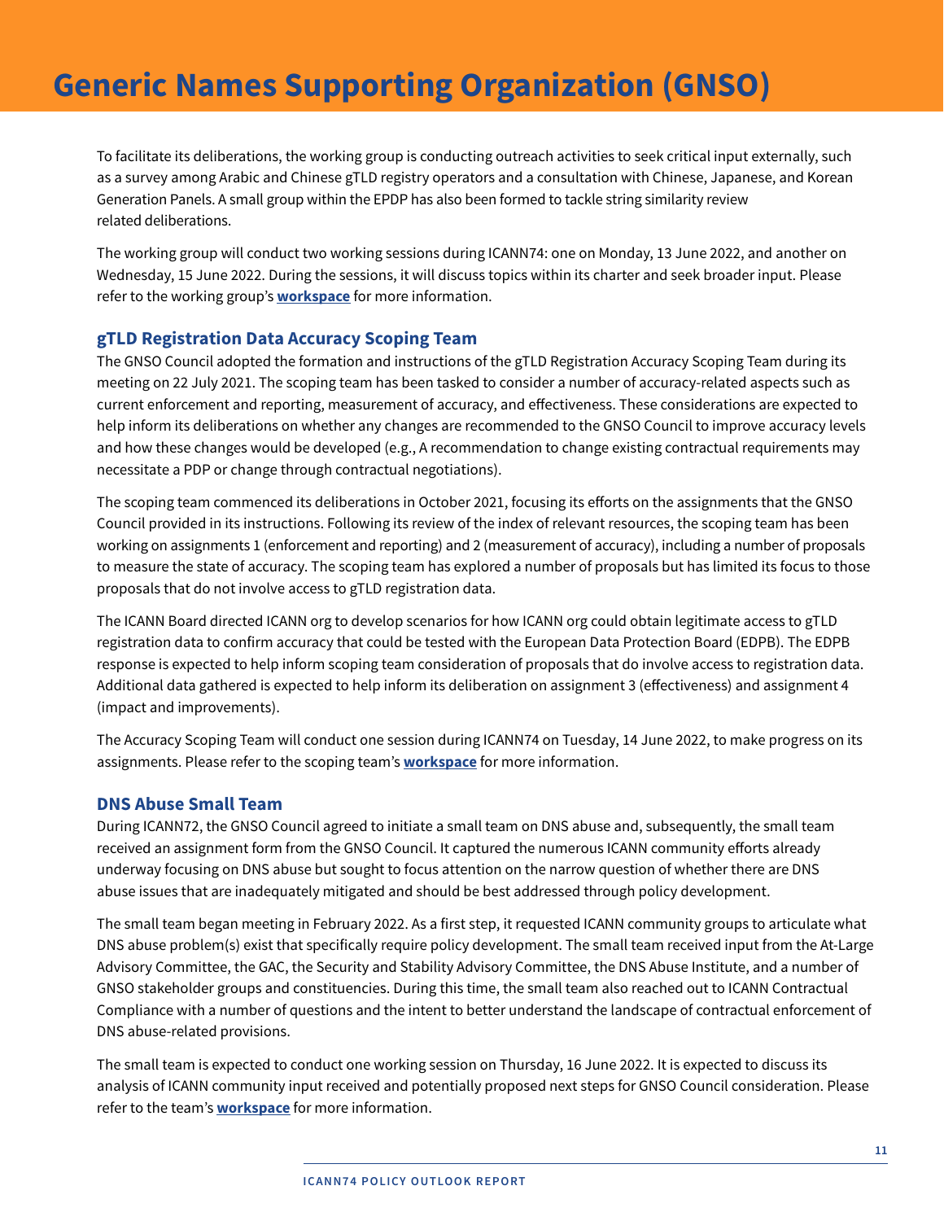# Generic Names Supporting Organization (GNSO)

To facilitate its deliberations, the working group is conducting outreach activities to seek critical input externally, such as a survey among Arabic and Chinese gTLD registry operators and a consultation with Chinese, Japanese, and Korean Generation Panels. A small group within the EPDP has also been formed to tackle string similarity review related deliberations.

The working group will conduct two working sessions during ICANN74: one on Monday, 13 June 2022, and another on Wednesday, 15 June 2022. During the sessions, it will discuss topics within its charter and seek broader input. Please refer to the working group's **workspace** for more information.

### gTLD Registration Data Accuracy Scoping Team

The GNSO Council adopted the formation and instructions of the gTLD Registration Accuracy Scoping Team during its meeting on 22 July 2021. The scoping team has been tasked to consider a number of accuracy-related aspects such as current enforcement and reporting, measurement of accuracy, and effectiveness. These considerations are expected to help inform its deliberations on whether any changes are recommended to the GNSO Council to improve accuracy levels and how these changes would be developed (e.g., A recommendation to change existing contractual requirements may necessitate a PDP or change through contractual negotiations).

The scoping team commenced its deliberations in October 2021, focusing its efforts on the assignments that the GNSO Council provided in its instructions. Following its review of the index of relevant resources, the scoping team has been working on assignments 1 (enforcement and reporting) and 2 (measurement of accuracy), including a number of proposals to measure the state of accuracy. The scoping team has explored a number of proposals but has limited its focus to those proposals that do not involve access to gTLD registration data.

The ICANN Board directed ICANN org to develop scenarios for how ICANN org could obtain legitimate access to gTLD registration data to confirm accuracy that could be tested with the European Data Protection Board (EDPB). The EDPB response is expected to help inform scoping team consideration of proposals that do involve access to registration data. Additional data gathered is expected to help inform its deliberation on assignment 3 (effectiveness) and assignment 4 (impact and improvements).

The Accuracy Scoping Team will conduct one session during ICANN74 on Tuesday, 14 June 2022, to make progress on its assignments. Please refer to the scoping team's **workspace** for more information.

### DNS Abuse Small Team

During ICANN72, the GNSO Council agreed to initiate a small team on DNS abuse and, subsequently, the small team received an assignment form from the GNSO Council. It captured the numerous ICANN community efforts already underway focusing on DNS abuse but sought to focus attention on the narrow question of whether there are DNS abuse issues that are inadequately mitigated and should be best addressed through policy development.

The small team began meeting in February 2022. As a first step, it requested ICANN community groups to articulate what DNS abuse problem(s) exist that specifically require policy development. The small team received input from the At-Large Advisory Committee, the GAC, the Security and Stability Advisory Committee, the DNS Abuse Institute, and a number of GNSO stakeholder groups and constituencies. During this time, the small team also reached out to ICANN Contractual Compliance with a number of questions and the intent to better understand the landscape of contractual enforcement of DNS abuse-related provisions.

The small team is expected to conduct one working session on Thursday, 16 June 2022. It is expected to discuss its analysis of ICANN community input received and potentially proposed next steps for GNSO Council consideration. Please refer to the team's **workspace** for more information.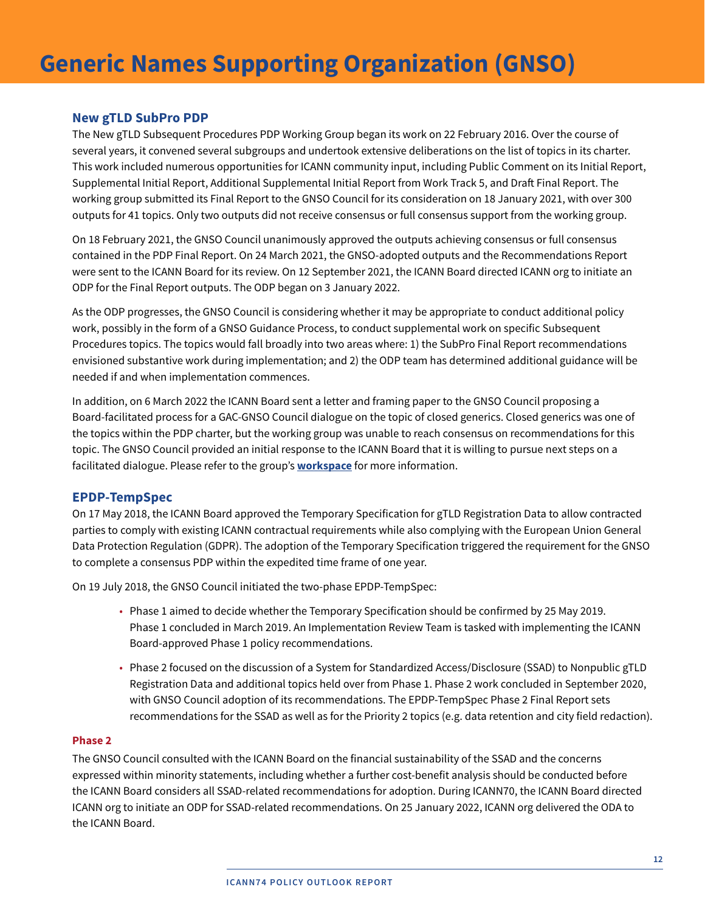# Generic Names Supporting Organization (GNSO)

## New gTLD SubPro PDP

The New gTLD Subsequent Procedures PDP Working Group began its work on 22 February 2016. Over the course of several years, it convened several subgroups and undertook extensive deliberations on the list of topics in its charter. This work included numerous opportunities for ICANN community input, including Public Comment on its Initial Report, Supplemental Initial Report, Additional Supplemental Initial Report from Work Track 5, and Draft Final Report. The working group submitted its Final Report to the GNSO Council for its consideration on 18 January 2021, with over 300 outputs for 41 topics. Only two outputs did not receive consensus or full consensus support from the working group.

On 18 February 2021, the GNSO Council unanimously approved the outputs achieving consensus or full consensus contained in the PDP Final Report. On 24 March 2021, the GNSO-adopted outputs and the Recommendations Report were sent to the ICANN Board for its review. On 12 September 2021, the ICANN Board directed ICANN org to initiate an ODP for the Final Report outputs. The ODP began on 3 January 2022.

As the ODP progresses, the GNSO Council is considering whether it may be appropriate to conduct additional policy work, possibly in the form of a GNSO Guidance Process, to conduct supplemental work on specific Subsequent Procedures topics. The topics would fall broadly into two areas where: 1) the SubPro Final Report recommendations envisioned substantive work during implementation; and 2) the ODP team has determined additional guidance will be needed if and when implementation commences.

In addition, on 6 March 2022 the ICANN Board sent a letter and framing paper to the GNSO Council proposing a Board-facilitated process for a GAC-GNSO Council dialogue on the topic of closed generics. Closed generics was one of the topics within the PDP charter, but the working group was unable to reach consensus on recommendations for this topic. The GNSO Council provided an initial response to the ICANN Board that it is willing to pursue next steps on a facilitated dialogue. Please refer to the group's **workspace** for more information.

## EPDP-TempSpec

On 17 May 2018, the ICANN Board approved the Temporary Specification for gTLD Registration Data to allow contracted parties to comply with existing ICANN contractual requirements while also complying with the European Union General Data Protection Regulation (GDPR). The adoption of the Temporary Specification triggered the requirement for the GNSO to complete a consensus PDP within the expedited time frame of one year.

On 19 July 2018, the GNSO Council initiated the two-phase EPDP-TempSpec:

- Phase 1 aimed to decide whether the Temporary Specification should be confirmed by 25 May 2019. Phase 1 concluded in March 2019. An Implementation Review Team is tasked with implementing the ICANN Board-approved Phase 1 policy recommendations.
- Phase 2 focused on the discussion of a System for Standardized Access/Disclosure (SSAD) to Nonpublic gTLD Registration Data and additional topics held over from Phase 1. Phase 2 work concluded in September 2020, with GNSO Council adoption of its recommendations. The EPDP-TempSpec Phase 2 Final Report sets recommendations for the SSAD as well as for the Priority 2 topics (e.g. data retention and city field redaction).

### Phase 2

The GNSO Council consulted with the ICANN Board on the financial sustainability of the SSAD and the concerns expressed within minority statements, including whether a further cost-benefit analysis should be conducted before the ICANN Board considers all SSAD-related recommendations for adoption. During ICANN70, the ICANN Board directed ICANN org to initiate an ODP for SSAD-related recommendations. On 25 January 2022, ICANN org delivered the ODA to the ICANN Board.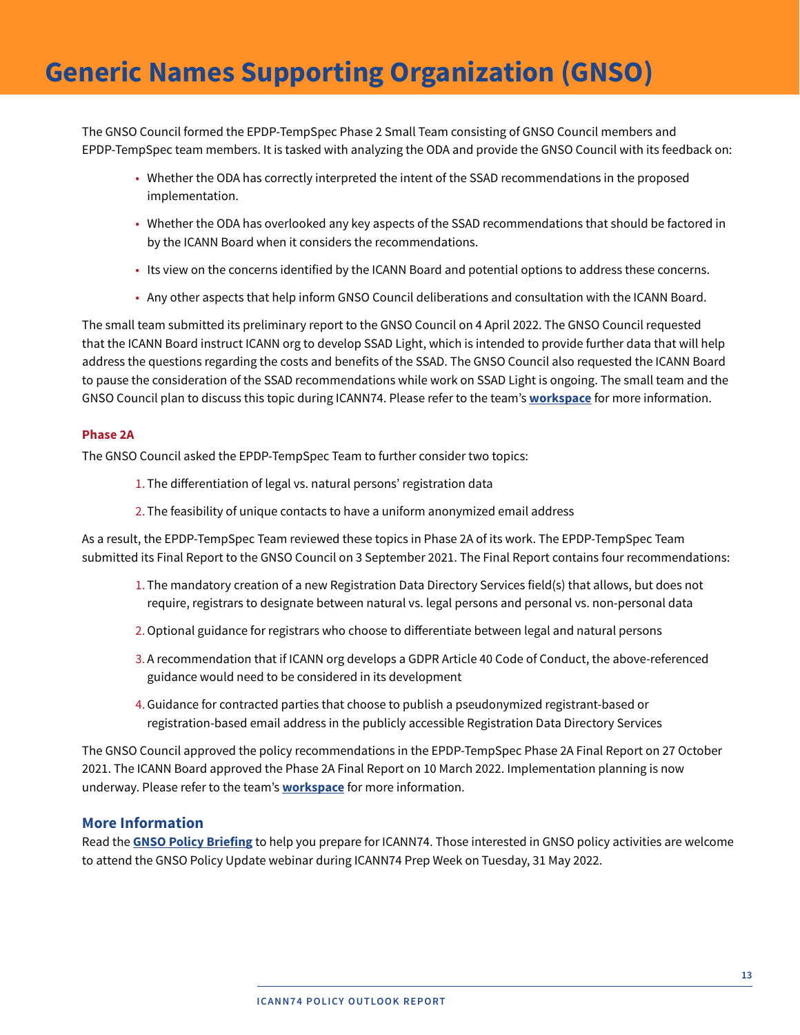# Generic Names Supporting Organization (GNSO)

The GNSO Council formed the EPDP-TempSpec Phase 2 Small Team consisting of GNSO Council members and EPDP-TempSpec team members. It is tasked with analyzing the ODA and provide the GNSO Council with its feedback on:

- Whether the ODA has correctly interpreted the intent of the SSAD recommendations in the proposed implementation.
- Whether the ODA has overlooked any key aspects of the SSAD recommendations that should be factored in by the ICANN Board when it considers the recommendations.
- Its view on the concerns identified by the ICANN Board and potential options to address these concerns.
- Any other aspects that help inform GNSO Council deliberations and consultation with the ICANN Board.

The small team submitted its preliminary report to the GNSO Council on 4 April 2022. The GNSO Council requested that the ICANN Board instruct ICANN org to develop SSAD Light, which is intended to provide further data that will help address the questions regarding the costs and benefits of the SSAD. The GNSO Council also requested the ICANN Board to pause the consideration of the SSAD recommendations while work on SSAD Light is ongoing. The small team and the GNSO Council plan to discuss this topic during ICANN74. Please refer to the team's **workspace** for more information.

### Phase 2A

The GNSO Council asked the EPDP-TempSpec Team to further consider two topics:

1. The differentiation of legal vs. natural persons' registration data
2. The feasibility of unique contacts to have a uniform anonymized email address

As a result, the EPDP-TempSpec Team reviewed these topics in Phase 2A of its work. The EPDP-TempSpec Team submitted its Final Report to the GNSO Council on 3 September 2021. The Final Report contains four recommendations:

1. The mandatory creation of a new Registration Data Directory Services field(s) that allows, but does not require, registrars to designate between natural vs. legal persons and personal vs. non-personal data
2. Optional guidance for registrars who choose to differentiate between legal and natural persons
3. A recommendation that if ICANN org develops a GDPR Article 40 Code of Conduct, the above-referenced guidance would need to be considered in its development
4. Guidance for contracted parties that choose to publish a pseudonymized registrant-based or registration-based email address in the publicly accessible Registration Data Directory Services

The GNSO Council approved the policy recommendations in the EPDP-TempSpec Phase 2A Final Report on 27 October 2021. The ICANN Board approved the Phase 2A Final Report on 10 March 2022. Implementation planning is now underway. Please refer to the team's **workspace** for more information.

## More Information

Read the **GNSO Policy Briefing** to help you prepare for ICANN74. Those interested in GNSO policy activities are welcome to attend the GNSO Policy Update webinar during ICANN74 Prep Week on Tuesday, 31 May 2022.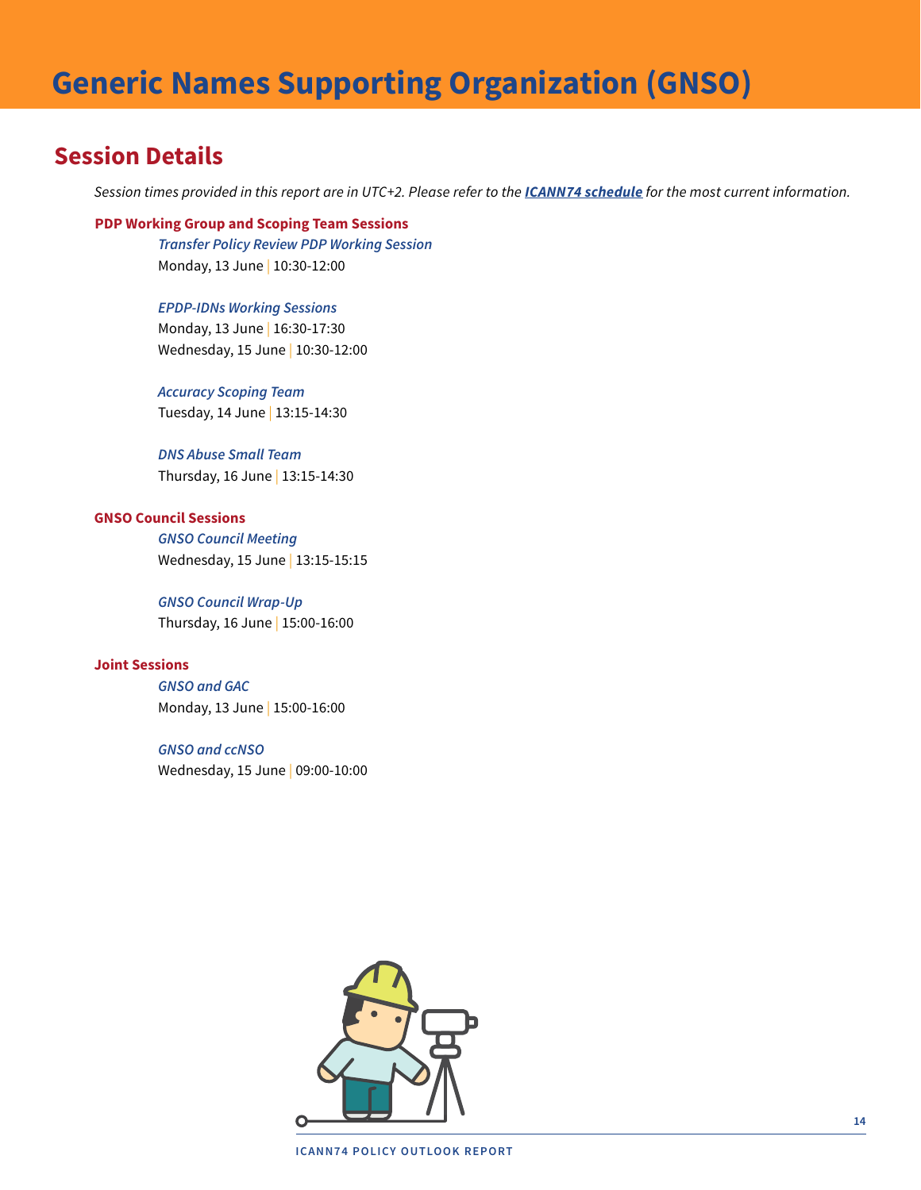# Generic Names Supporting Organization (GNSO)

## Session Details

*Session times provided in this report are in UTC+2. Please refer to the **ICANN74 schedule** for the most current information.*

### PDP Working Group and Scoping Team Sessions

*Transfer Policy Review PDP Working Session*
Monday, 13 June | 10:30-12:00

*EPDP-IDNs Working Sessions*
Monday, 13 June | 16:30-17:30
Wednesday, 15 June | 10:30-12:00

*Accuracy Scoping Team*
Tuesday, 14 June | 13:15-14:30

*DNS Abuse Small Team*
Thursday, 16 June | 13:15-14:30

### GNSO Council Sessions

*GNSO Council Meeting*
Wednesday, 15 June | 13:15-15:15

*GNSO Council Wrap-Up*
Thursday, 16 June | 15:00-16:00

### Joint Sessions

*GNSO and GAC*
Monday, 13 June | 15:00-16:00

*GNSO and ccNSO*
Wednesday, 15 June | 09:00-10:00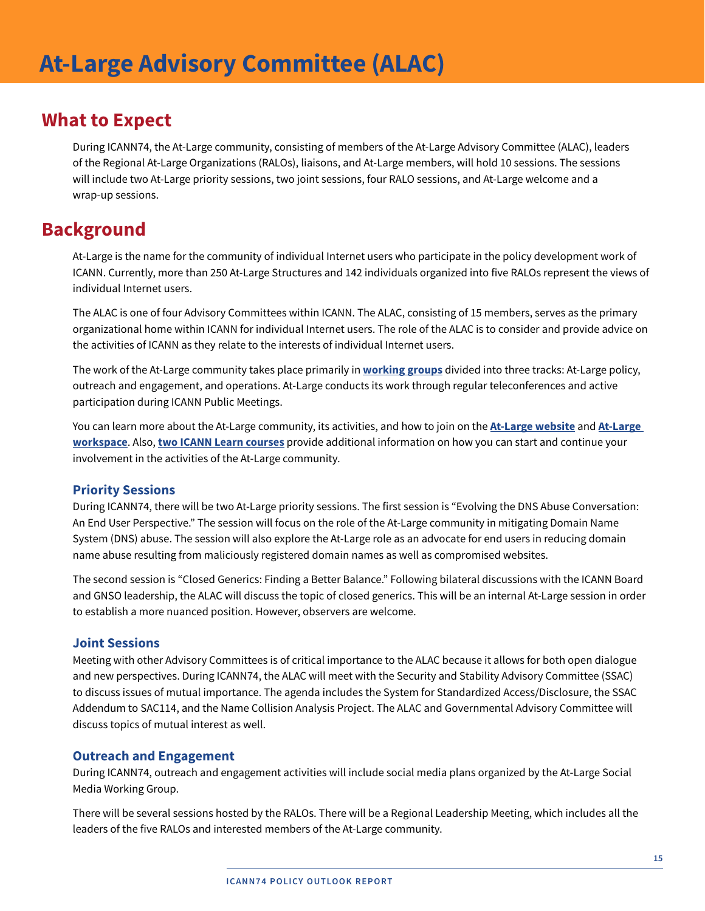# At-Large Advisory Committee (ALAC)

## What to Expect

During ICANN74, the At-Large community, consisting of members of the At-Large Advisory Committee (ALAC), leaders of the Regional At-Large Organizations (RALOs), liaisons, and At-Large members, will hold 10 sessions. The sessions will include two At-Large priority sessions, two joint sessions, four RALO sessions, and At-Large welcome and a wrap-up sessions.

## Background

At-Large is the name for the community of individual Internet users who participate in the policy development work of ICANN. Currently, more than 250 At-Large Structures and 142 individuals organized into five RALOs represent the views of individual Internet users.

The ALAC is one of four Advisory Committees within ICANN. The ALAC, consisting of 15 members, serves as the primary organizational home within ICANN for individual Internet users. The role of the ALAC is to consider and provide advice on the activities of ICANN as they relate to the interests of individual Internet users.

The work of the At-Large community takes place primarily in **working groups** divided into three tracks: At-Large policy, outreach and engagement, and operations. At-Large conducts its work through regular teleconferences and active participation during ICANN Public Meetings.

You can learn more about the At-Large community, its activities, and how to join on the **At-Large website** and **At-Large workspace**. Also, **two ICANN Learn courses** provide additional information on how you can start and continue your involvement in the activities of the At-Large community.

### Priority Sessions

During ICANN74, there will be two At-Large priority sessions. The first session is "Evolving the DNS Abuse Conversation: An End User Perspective." The session will focus on the role of the At-Large community in mitigating Domain Name System (DNS) abuse. The session will also explore the At-Large role as an advocate for end users in reducing domain name abuse resulting from maliciously registered domain names as well as compromised websites.

The second session is "Closed Generics: Finding a Better Balance." Following bilateral discussions with the ICANN Board and GNSO leadership, the ALAC will discuss the topic of closed generics. This will be an internal At-Large session in order to establish a more nuanced position. However, observers are welcome.

### Joint Sessions

Meeting with other Advisory Committees is of critical importance to the ALAC because it allows for both open dialogue and new perspectives. During ICANN74, the ALAC will meet with the Security and Stability Advisory Committee (SSAC) to discuss issues of mutual importance. The agenda includes the System for Standardized Access/Disclosure, the SSAC Addendum to SAC114, and the Name Collision Analysis Project. The ALAC and Governmental Advisory Committee will discuss topics of mutual interest as well.

### Outreach and Engagement

During ICANN74, outreach and engagement activities will include social media plans organized by the At-Large Social Media Working Group.

There will be several sessions hosted by the RALOs. There will be a Regional Leadership Meeting, which includes all the leaders of the five RALOs and interested members of the At-Large community.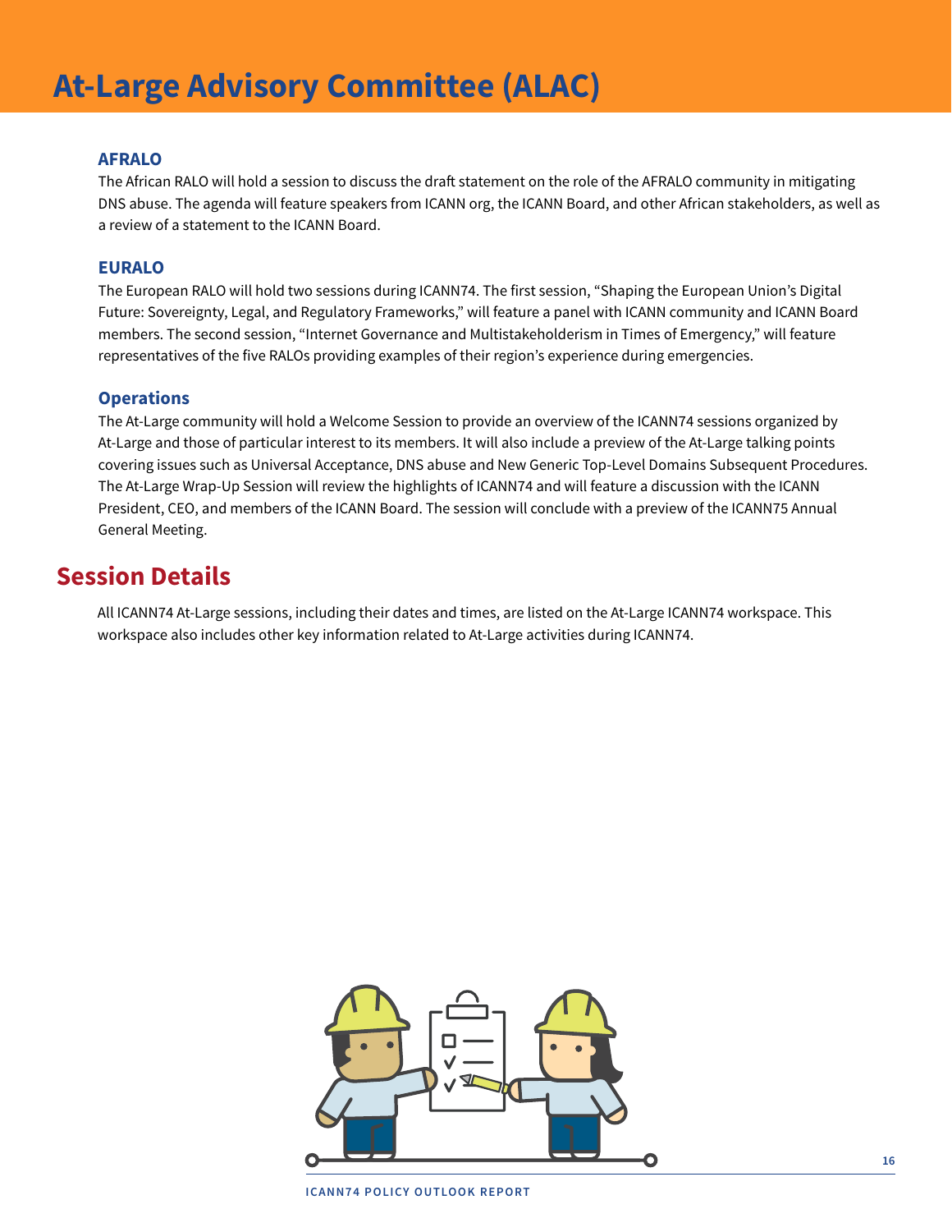# At-Large Advisory Committee (ALAC)

### AFRALO

The African RALO will hold a session to discuss the draft statement on the role of the AFRALO community in mitigating DNS abuse. The agenda will feature speakers from ICANN org, the ICANN Board, and other African stakeholders, as well as a review of a statement to the ICANN Board.

### EURALO

The European RALO will hold two sessions during ICANN74. The first session, "Shaping the European Union's Digital Future: Sovereignty, Legal, and Regulatory Frameworks," will feature a panel with ICANN community and ICANN Board members. The second session, "Internet Governance and Multistakeholderism in Times of Emergency," will feature representatives of the five RALOs providing examples of their region's experience during emergencies.

### Operations

The At-Large community will hold a Welcome Session to provide an overview of the ICANN74 sessions organized by At-Large and those of particular interest to its members. It will also include a preview of the At-Large talking points covering issues such as Universal Acceptance, DNS abuse and New Generic Top-Level Domains Subsequent Procedures. The At-Large Wrap-Up Session will review the highlights of ICANN74 and will feature a discussion with the ICANN President, CEO, and members of the ICANN Board. The session will conclude with a preview of the ICANN75 Annual General Meeting.

## Session Details

All ICANN74 At-Large sessions, including their dates and times, are listed on the At-Large ICANN74 workspace. This workspace also includes other key information related to At-Large activities during ICANN74.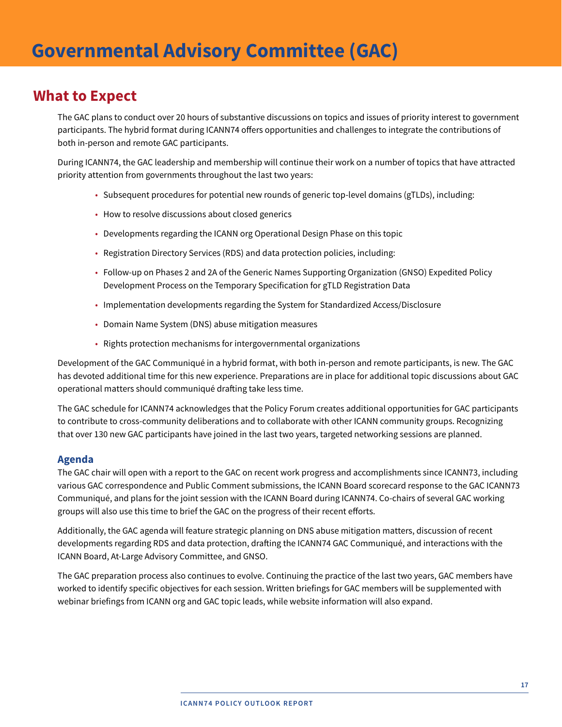# Governmental Advisory Committee (GAC)

## What to Expect

The GAC plans to conduct over 20 hours of substantive discussions on topics and issues of priority interest to government participants. The hybrid format during ICANN74 offers opportunities and challenges to integrate the contributions of both in-person and remote GAC participants.

During ICANN74, the GAC leadership and membership will continue their work on a number of topics that have attracted priority attention from governments throughout the last two years:

- Subsequent procedures for potential new rounds of generic top-level domains (gTLDs), including:
- How to resolve discussions about closed generics
- Developments regarding the ICANN org Operational Design Phase on this topic
- Registration Directory Services (RDS) and data protection policies, including:
- Follow-up on Phases 2 and 2A of the Generic Names Supporting Organization (GNSO) Expedited Policy Development Process on the Temporary Specification for gTLD Registration Data
- Implementation developments regarding the System for Standardized Access/Disclosure
- Domain Name System (DNS) abuse mitigation measures
- Rights protection mechanisms for intergovernmental organizations

Development of the GAC Communiqué in a hybrid format, with both in-person and remote participants, is new. The GAC has devoted additional time for this new experience. Preparations are in place for additional topic discussions about GAC operational matters should communiqué drafting take less time.

The GAC schedule for ICANN74 acknowledges that the Policy Forum creates additional opportunities for GAC participants to contribute to cross-community deliberations and to collaborate with other ICANN community groups. Recognizing that over 130 new GAC participants have joined in the last two years, targeted networking sessions are planned.

### Agenda

The GAC chair will open with a report to the GAC on recent work progress and accomplishments since ICANN73, including various GAC correspondence and Public Comment submissions, the ICANN Board scorecard response to the GAC ICANN73 Communiqué, and plans for the joint session with the ICANN Board during ICANN74. Co-chairs of several GAC working groups will also use this time to brief the GAC on the progress of their recent efforts.

Additionally, the GAC agenda will feature strategic planning on DNS abuse mitigation matters, discussion of recent developments regarding RDS and data protection, drafting the ICANN74 GAC Communiqué, and interactions with the ICANN Board, At-Large Advisory Committee, and GNSO.

The GAC preparation process also continues to evolve. Continuing the practice of the last two years, GAC members have worked to identify specific objectives for each session. Written briefings for GAC members will be supplemented with webinar briefings from ICANN org and GAC topic leads, while website information will also expand.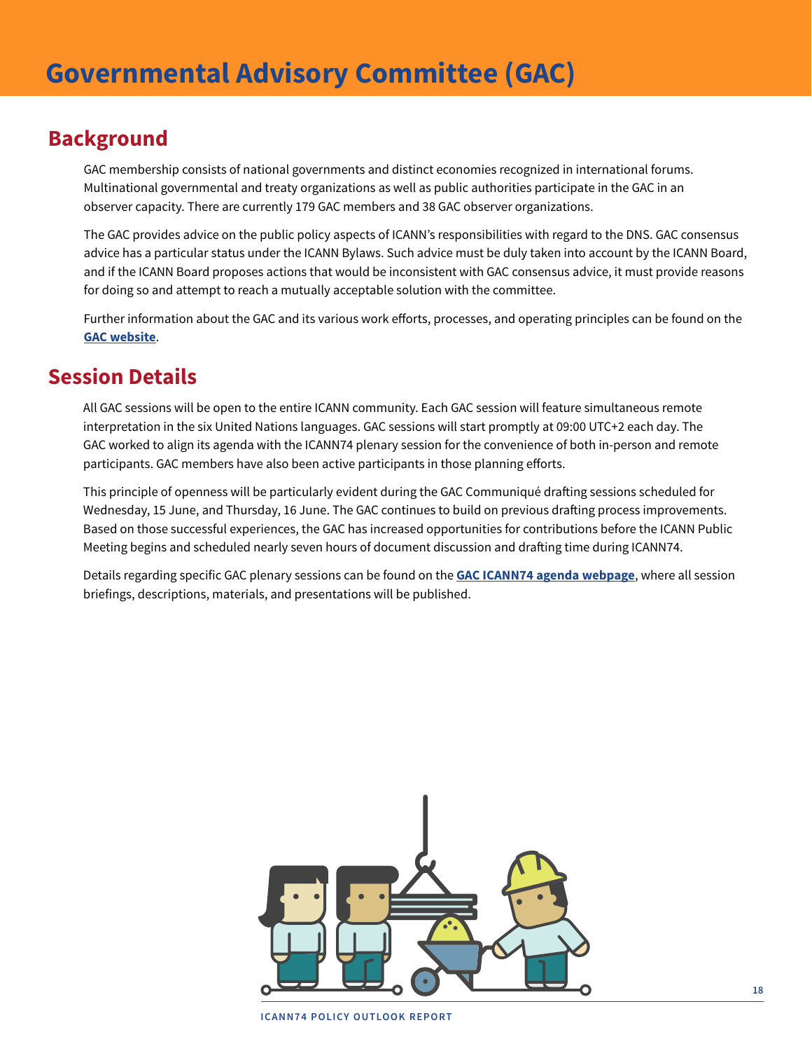# Governmental Advisory Committee (GAC)

## Background

GAC membership consists of national governments and distinct economies recognized in international forums. Multinational governmental and treaty organizations as well as public authorities participate in the GAC in an observer capacity. There are currently 179 GAC members and 38 GAC observer organizations.

The GAC provides advice on the public policy aspects of ICANN's responsibilities with regard to the DNS. GAC consensus advice has a particular status under the ICANN Bylaws. Such advice must be duly taken into account by the ICANN Board, and if the ICANN Board proposes actions that would be inconsistent with GAC consensus advice, it must provide reasons for doing so and attempt to reach a mutually acceptable solution with the committee.

Further information about the GAC and its various work efforts, processes, and operating principles can be found on the **GAC website**.

## Session Details

All GAC sessions will be open to the entire ICANN community. Each GAC session will feature simultaneous remote interpretation in the six United Nations languages. GAC sessions will start promptly at 09:00 UTC+2 each day. The GAC worked to align its agenda with the ICANN74 plenary session for the convenience of both in-person and remote participants. GAC members have also been active participants in those planning efforts.

This principle of openness will be particularly evident during the GAC Communiqué drafting sessions scheduled for Wednesday, 15 June, and Thursday, 16 June. The GAC continues to build on previous drafting process improvements. Based on those successful experiences, the GAC has increased opportunities for contributions before the ICANN Public Meeting begins and scheduled nearly seven hours of document discussion and drafting time during ICANN74.

Details regarding specific GAC plenary sessions can be found on the **GAC ICANN74 agenda webpage**, where all session briefings, descriptions, materials, and presentations will be published.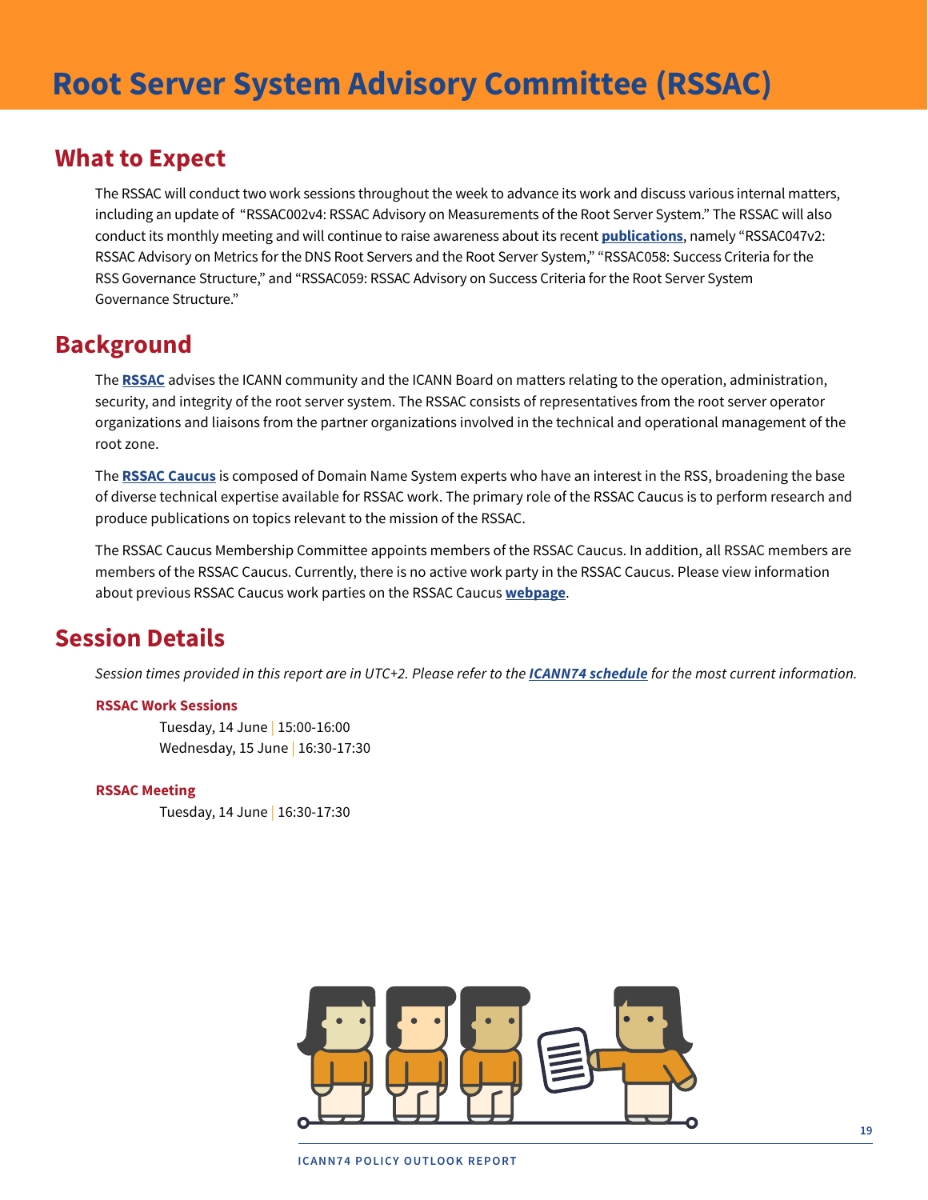# Root Server System Advisory Committee (RSSAC)

## What to Expect

The RSSAC will conduct two work sessions throughout the week to advance its work and discuss various internal matters, including an update of "RSSAC002v4: RSSAC Advisory on Measurements of the Root Server System." The RSSAC will also conduct its monthly meeting and will continue to raise awareness about its recent **publications**, namely "RSSAC047v2: RSSAC Advisory on Metrics for the DNS Root Servers and the Root Server System," "RSSAC058: Success Criteria for the RSS Governance Structure," and "RSSAC059: RSSAC Advisory on Success Criteria for the Root Server System Governance Structure."

## Background

The **RSSAC** advises the ICANN community and the ICANN Board on matters relating to the operation, administration, security, and integrity of the root server system. The RSSAC consists of representatives from the root server operator organizations and liaisons from the partner organizations involved in the technical and operational management of the root zone.

The **RSSAC Caucus** is composed of Domain Name System experts who have an interest in the RSS, broadening the base of diverse technical expertise available for RSSAC work. The primary role of the RSSAC Caucus is to perform research and produce publications on topics relevant to the mission of the RSSAC.

The RSSAC Caucus Membership Committee appoints members of the RSSAC Caucus. In addition, all RSSAC members are members of the RSSAC Caucus. Currently, there is no active work party in the RSSAC Caucus. Please view information about previous RSSAC Caucus work parties on the RSSAC Caucus **webpage**.

## Session Details

*Session times provided in this report are in UTC+2. Please refer to the **ICANN74 schedule** for the most current information.*

### RSSAC Work Sessions

Tuesday, 14 June | 15:00-16:00
Wednesday, 15 June | 16:30-17:30

### RSSAC Meeting

Tuesday, 14 June | 16:30-17:30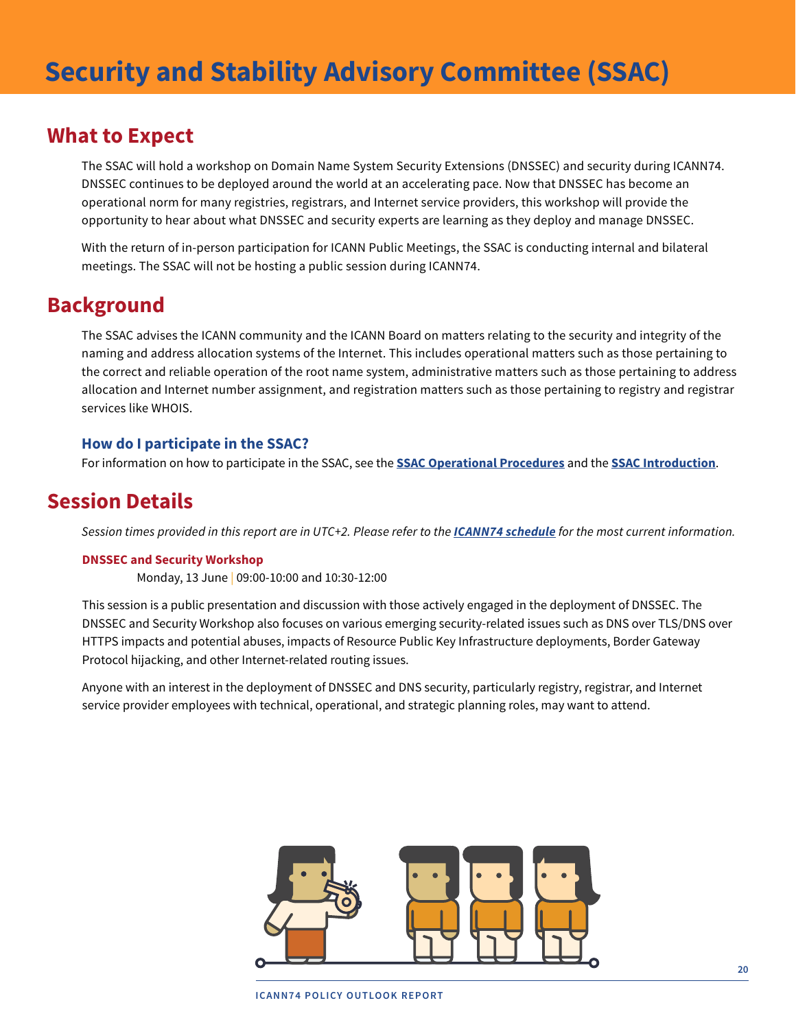# Security and Stability Advisory Committee (SSAC)

## What to Expect

The SSAC will hold a workshop on Domain Name System Security Extensions (DNSSEC) and security during ICANN74. DNSSEC continues to be deployed around the world at an accelerating pace. Now that DNSSEC has become an operational norm for many registries, registrars, and Internet service providers, this workshop will provide the opportunity to hear about what DNSSEC and security experts are learning as they deploy and manage DNSSEC.

With the return of in-person participation for ICANN Public Meetings, the SSAC is conducting internal and bilateral meetings. The SSAC will not be hosting a public session during ICANN74.

## Background

The SSAC advises the ICANN community and the ICANN Board on matters relating to the security and integrity of the naming and address allocation systems of the Internet. This includes operational matters such as those pertaining to the correct and reliable operation of the root name system, administrative matters such as those pertaining to address allocation and Internet number assignment, and registration matters such as those pertaining to registry and registrar services like WHOIS.

### How do I participate in the SSAC?

For information on how to participate in the SSAC, see the **SSAC Operational Procedures** and the **SSAC Introduction**.

## Session Details

*Session times provided in this report are in UTC+2. Please refer to the **ICANN74 schedule** for the most current information.*

**DNSSEC and Security Workshop**

Monday, 13 June | 09:00-10:00 and 10:30-12:00

This session is a public presentation and discussion with those actively engaged in the deployment of DNSSEC. The DNSSEC and Security Workshop also focuses on various emerging security-related issues such as DNS over TLS/DNS over HTTPS impacts and potential abuses, impacts of Resource Public Key Infrastructure deployments, Border Gateway Protocol hijacking, and other Internet-related routing issues.

Anyone with an interest in the deployment of DNSSEC and DNS security, particularly registry, registrar, and Internet service provider employees with technical, operational, and strategic planning roles, may want to attend.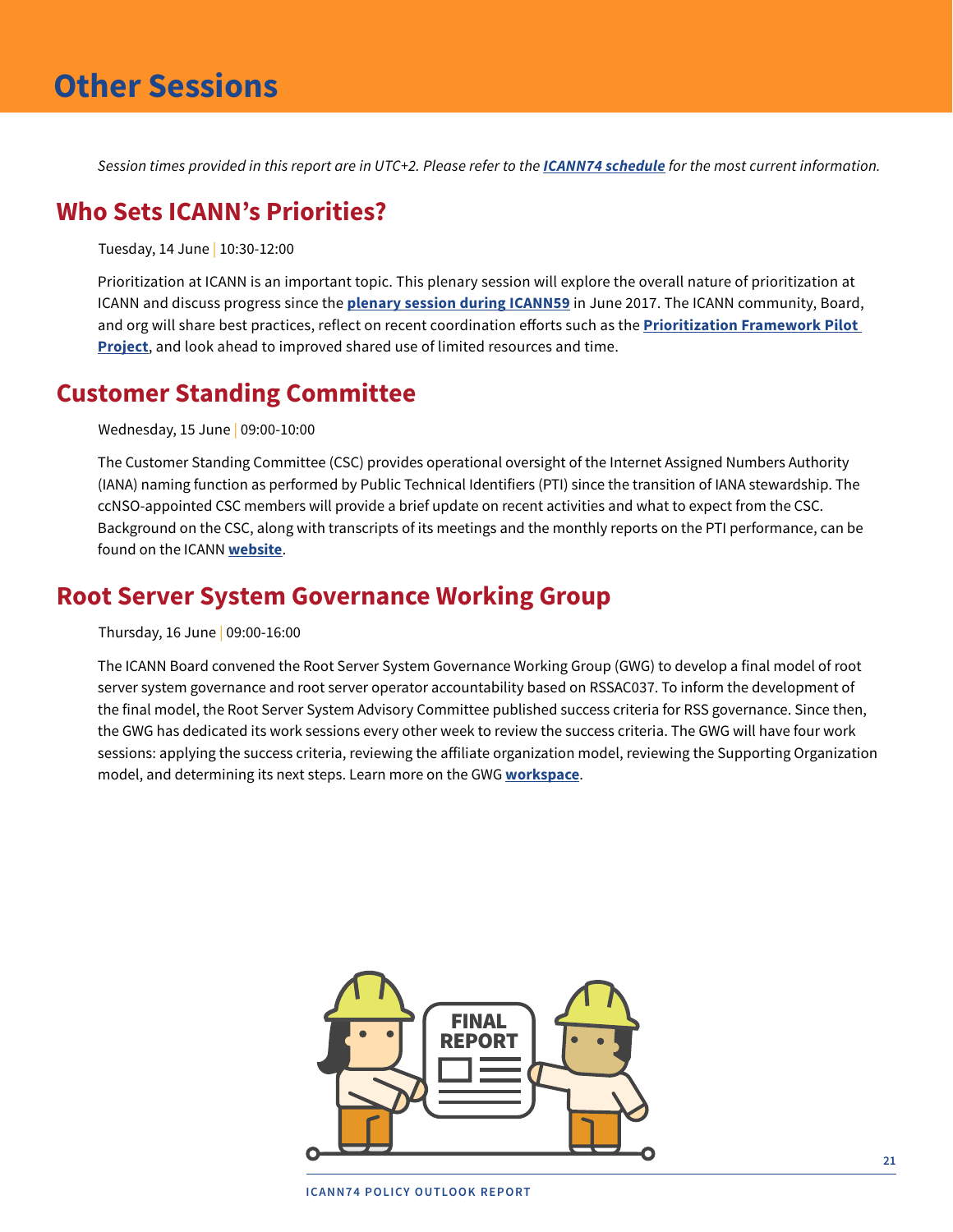# Other Sessions

*Session times provided in this report are in UTC+2. Please refer to the **ICANN74 schedule** for the most current information.*

## Who Sets ICANN's Priorities?

Tuesday, 14 June | 10:30-12:00

Prioritization at ICANN is an important topic. This plenary session will explore the overall nature of prioritization at ICANN and discuss progress since the **plenary session during ICANN59** in June 2017. The ICANN community, Board, and org will share best practices, reflect on recent coordination efforts such as the **Prioritization Framework Pilot Project**, and look ahead to improved shared use of limited resources and time.

## Customer Standing Committee

Wednesday, 15 June | 09:00-10:00

The Customer Standing Committee (CSC) provides operational oversight of the Internet Assigned Numbers Authority (IANA) naming function as performed by Public Technical Identifiers (PTI) since the transition of IANA stewardship. The ccNSO-appointed CSC members will provide a brief update on recent activities and what to expect from the CSC. Background on the CSC, along with transcripts of its meetings and the monthly reports on the PTI performance, can be found on the ICANN **website**.

## Root Server System Governance Working Group

Thursday, 16 June | 09:00-16:00

The ICANN Board convened the Root Server System Governance Working Group (GWG) to develop a final model of root server system governance and root server operator accountability based on RSSAC037. To inform the development of the final model, the Root Server System Advisory Committee published success criteria for RSS governance. Since then, the GWG has dedicated its work sessions every other week to review the success criteria. The GWG will have four work sessions: applying the success criteria, reviewing the affiliate organization model, reviewing the Supporting Organization model, and determining its next steps. Learn more on the GWG **workspace**.